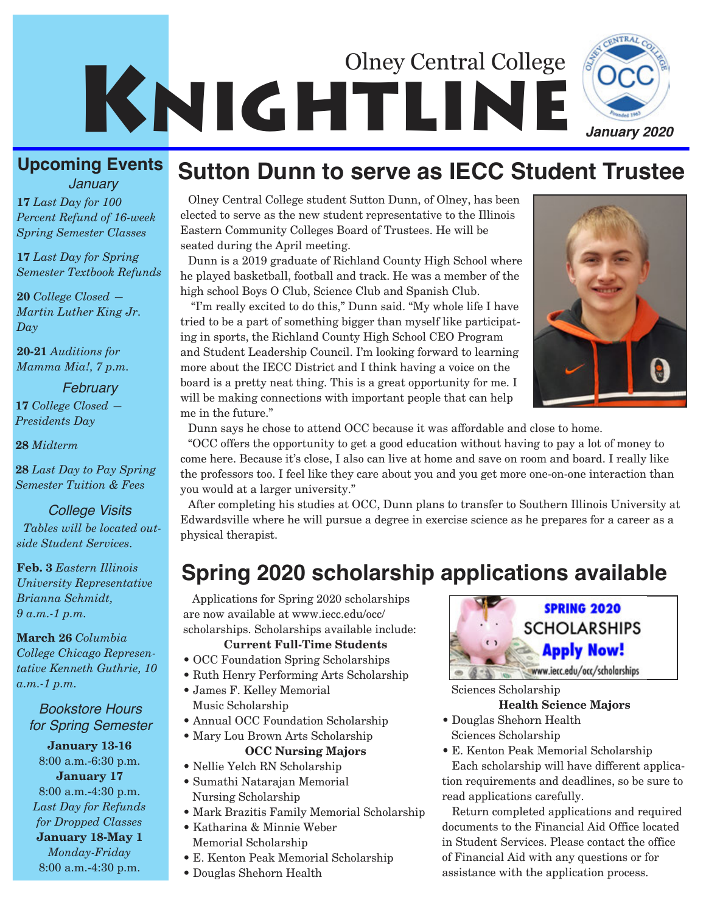# Olney Central College Knightline

*January 2020*

## Upcoming Events

### January

**17** *Last Day for 100 Percent Refund of 16-week Spring Semester Classes*

**17** *Last Day for Spring Semester Textbook Refunds*

**20** *College Closed — Martin Luther King Jr. Day*

**20-21** *Auditions for Mamma Mia!, 7 p.m.*

### February

**17** *College Closed — Presidents Day*

**28** *Midterm*

**28** *Last Day to Pay Spring Semester Tuition & Fees*

### College Visits

*Tables will be located outside Student Services.*

**Feb. 3** *Eastern Illinois University Representative Brianna Schmidt, 9 a.m.-1 p.m.*

**March 26** *Columbia College Chicago Representative Kenneth Guthrie, 10 a.m.-1 p.m.*

### Bookstore Hours for Spring Semester

**January 13-16**
8:00 a.m.-6:30 p.m.

**January 17**
8:00 a.m.-4:30 p.m.
*Last Day for Refunds for Dropped Classes*

**January 18-May 1**
*Monday-Friday*
8:00 a.m.-4:30 p.m.

## Sutton Dunn to serve as IECC Student Trustee

Olney Central College student Sutton Dunn, of Olney, has been elected to serve as the new student representative to the Illinois Eastern Community Colleges Board of Trustees. He will be seated during the April meeting.

Dunn is a 2019 graduate of Richland County High School where he played basketball, football and track. He was a member of the high school Boys O Club, Science Club and Spanish Club.

"I'm really excited to do this," Dunn said. "My whole life I have tried to be a part of something bigger than myself like participating in sports, the Richland County High School CEO Program and Student Leadership Council. I'm looking forward to learning more about the IECC District and I think having a voice on the board is a pretty neat thing. This is a great opportunity for me. I will be making connections with important people that can help me in the future."

Dunn says he chose to attend OCC because it was affordable and close to home.

"OCC offers the opportunity to get a good education without having to pay a lot of money to come here. Because it's close, I also can live at home and save on room and board. I really like the professors too. I feel like they care about you and you get more one-on-one interaction than you would at a larger university."

After completing his studies at OCC, Dunn plans to transfer to Southern Illinois University at Edwardsville where he will pursue a degree in exercise science as he prepares for a career as a physical therapist.

## Spring 2020 scholarship applications available

Applications for Spring 2020 scholarships are now available at www.iecc.edu/occ/scholarships. Scholarships available include:

**Current Full-Time Students**

- OCC Foundation Spring Scholarships
- Ruth Henry Performing Arts Scholarship
- James F. Kelley Memorial Music Scholarship
- Annual OCC Foundation Scholarship
- Mary Lou Brown Arts Scholarship

**OCC Nursing Majors**

- Nellie Yelch RN Scholarship
- Sumathi Natarajan Memorial Nursing Scholarship
- Mark Brazitis Family Memorial Scholarship
- Katharina & Minnie Weber Memorial Scholarship
- E. Kenton Peak Memorial Scholarship
- Douglas Shehorn Health Sciences Scholarship

**Health Science Majors**

- Douglas Shehorn Health Sciences Scholarship
- E. Kenton Peak Memorial Scholarship

Each scholarship will have different application requirements and deadlines, so be sure to read applications carefully.

Return completed applications and required documents to the Financial Aid Office located in Student Services. Please contact the office of Financial Aid with any questions or for assistance with the application process.

SPRING 2020 SCHOLARSHIPS Apply Now! www.iecc.edu/occ/scholarships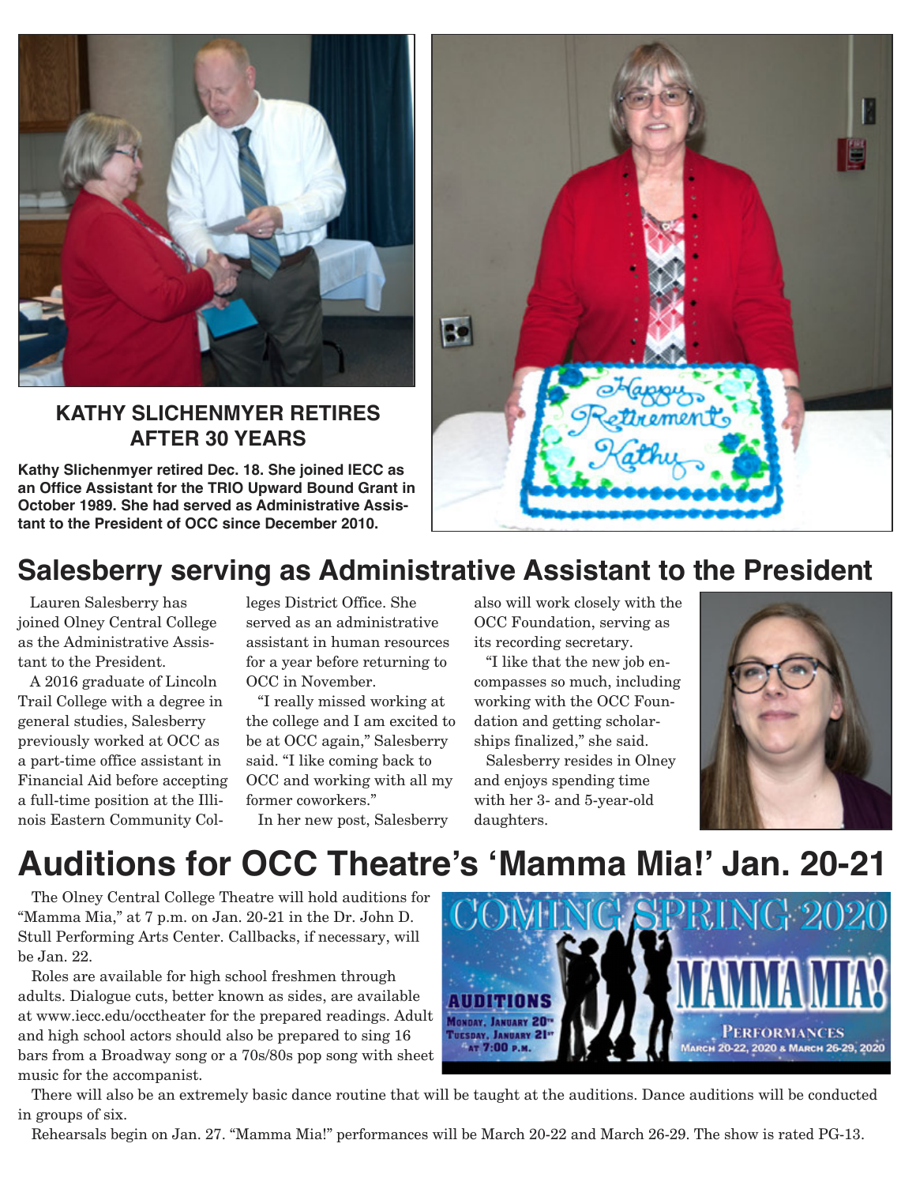## KATHY SLICHENMYER RETIRES AFTER 30 YEARS

**Kathy Slichenmyer retired Dec. 18. She joined IECC as an Office Assistant for the TRIO Upward Bound Grant in October 1989. She had served as Administrative Assistant to the President of OCC since December 2010.**

# Salesberry serving as Administrative Assistant to the President

Lauren Salesberry has joined Olney Central College as the Administrative Assistant to the President.

A 2016 graduate of Lincoln Trail College with a degree in general studies, Salesberry previously worked at OCC as a part-time office assistant in Financial Aid before accepting a full-time position at the Illinois Eastern Community Colleges District Office. She served as an administrative assistant in human resources for a year before returning to OCC in November.

"I really missed working at the college and I am excited to be at OCC again," Salesberry said. "I like coming back to OCC and working with all my former coworkers."

In her new post, Salesberry also will work closely with the OCC Foundation, serving as its recording secretary.

"I like that the new job encompasses so much, including working with the OCC Foundation and getting scholarships finalized," she said.

Salesberry resides in Olney and enjoys spending time with her 3- and 5-year-old daughters.

# Auditions for OCC Theatre's 'Mamma Mia!' Jan. 20-21

The Olney Central College Theatre will hold auditions for "Mamma Mia," at 7 p.m. on Jan. 20-21 in the Dr. John D. Stull Performing Arts Center. Callbacks, if necessary, will be Jan. 22.

Roles are available for high school freshmen through adults. Dialogue cuts, better known as sides, are available at www.iecc.edu/occtheater for the prepared readings. Adult and high school actors should also be prepared to sing 16 bars from a Broadway song or a 70s/80s pop song with sheet music for the accompanist.

There will also be an extremely basic dance routine that will be taught at the auditions. Dance auditions will be conducted in groups of six.

Rehearsals begin on Jan. 27. "Mamma Mia!" performances will be March 20-22 and March 26-29. The show is rated PG-13.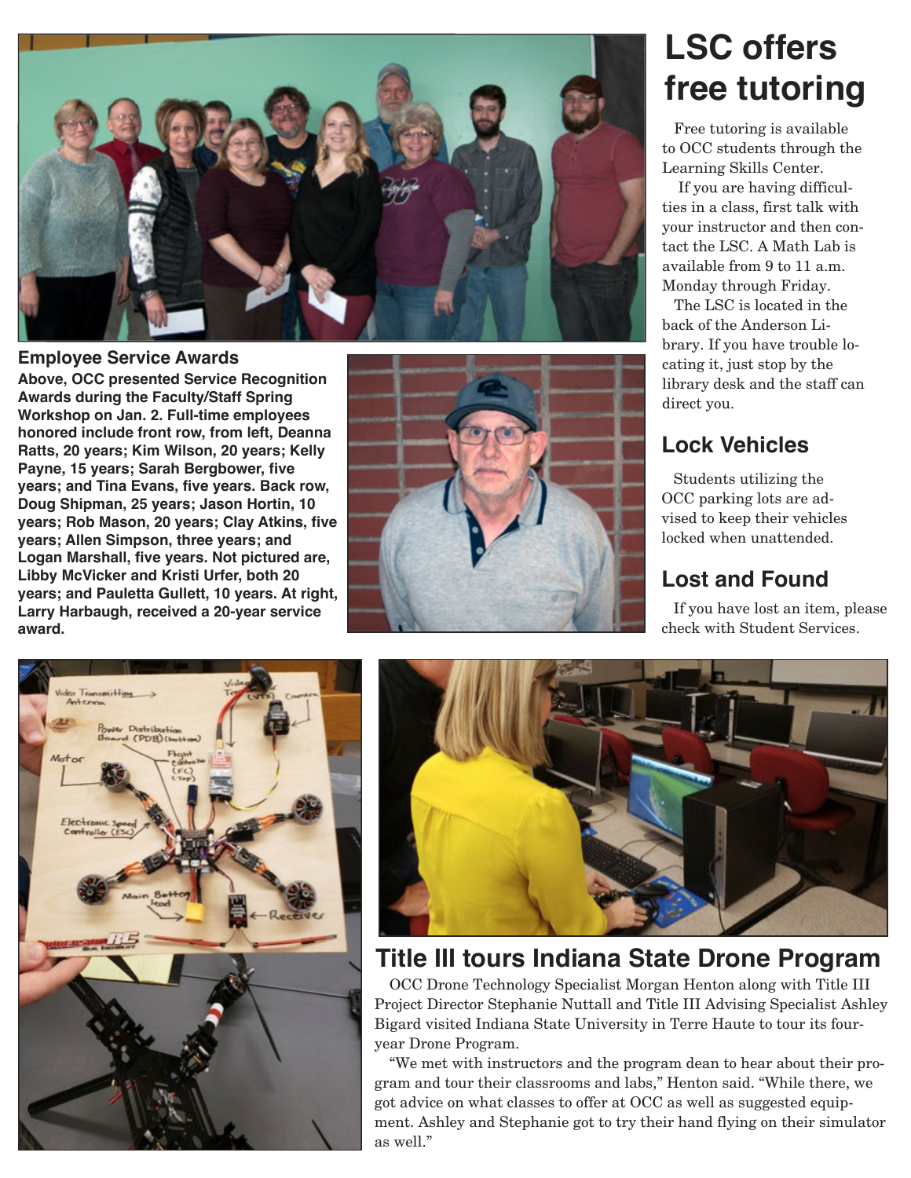### Employee Service Awards

**Above, OCC presented Service Recognition Awards during the Faculty/Staff Spring Workshop on Jan. 2. Full-time employees honored include front row, from left, Deanna Ratts, 20 years; Kim Wilson, 20 years; Kelly Payne, 15 years; Sarah Bergbower, five years; and Tina Evans, five years. Back row, Doug Shipman, 25 years; Jason Hortin, 10 years; Rob Mason, 20 years; Clay Atkins, five years; Allen Simpson, three years; and Logan Marshall, five years. Not pictured are, Libby McVicker and Kristi Urfer, both 20 years; and Pauletta Gullett, 10 years. At right, Larry Harbaugh, received a 20-year service award.**

# LSC offers free tutoring

Free tutoring is available to OCC students through the Learning Skills Center.

If you are having difficulties in a class, first talk with your instructor and then contact the LSC. A Math Lab is available from 9 to 11 a.m. Monday through Friday.

The LSC is located in the back of the Anderson Library. If you have trouble locating it, just stop by the library desk and the staff can direct you.

## Lock Vehicles

Students utilizing the OCC parking lots are advised to keep their vehicles locked when unattended.

## Lost and Found

If you have lost an item, please check with Student Services.

## Title III tours Indiana State Drone Program

OCC Drone Technology Specialist Morgan Henton along with Title III Project Director Stephanie Nuttall and Title III Advising Specialist Ashley Bigard visited Indiana State University in Terre Haute to tour its four-year Drone Program.

"We met with instructors and the program dean to hear about their program and tour their classrooms and labs," Henton said. "While there, we got advice on what classes to offer at OCC as well as suggested equipment. Ashley and Stephanie got to try their hand flying on their simulator as well."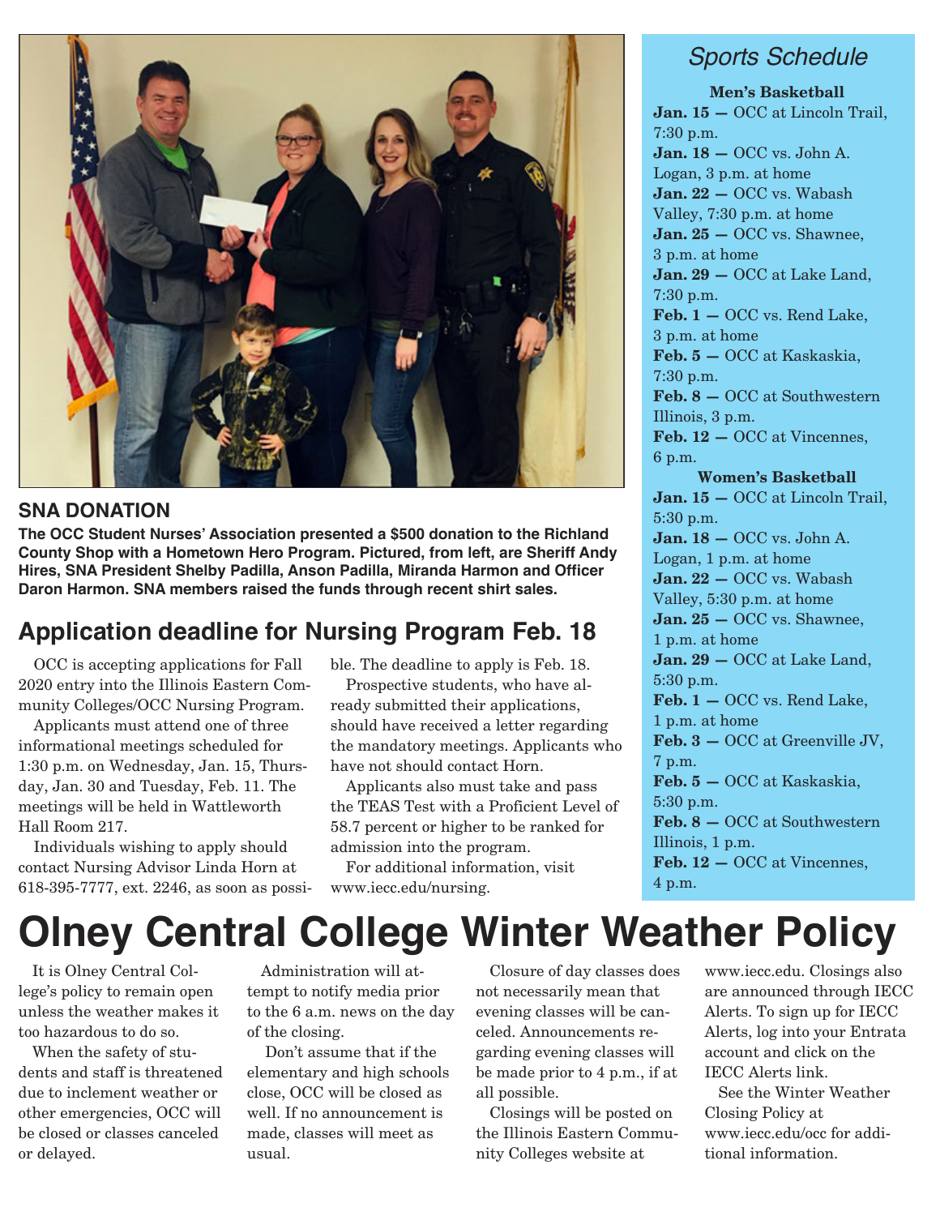## SNA DONATION

**The OCC Student Nurses' Association presented a $500 donation to the Richland County Shop with a Hometown Hero Program. Pictured, from left, are Sheriff Andy Hires, SNA President Shelby Padilla, Anson Padilla, Miranda Harmon and Officer Daron Harmon. SNA members raised the funds through recent shirt sales.**

## Application deadline for Nursing Program Feb. 18

OCC is accepting applications for Fall 2020 entry into the Illinois Eastern Community Colleges/OCC Nursing Program.

Applicants must attend one of three informational meetings scheduled for 1:30 p.m. on Wednesday, Jan. 15, Thursday, Jan. 30 and Tuesday, Feb. 11. The meetings will be held in Wattleworth Hall Room 217.

Individuals wishing to apply should contact Nursing Advisor Linda Horn at 618-395-7777, ext. 2246, as soon as possible. The deadline to apply is Feb. 18.

Prospective students, who have already submitted their applications, should have received a letter regarding the mandatory meetings. Applicants who have not should contact Horn.

Applicants also must take and pass the TEAS Test with a Proficient Level of 58.7 percent or higher to be ranked for admission into the program.

For additional information, visit www.iecc.edu/nursing.

## *Sports Schedule*

**Men's Basketball**

**Jan. 15 —** OCC at Lincoln Trail, 7:30 p.m.
**Jan. 18 —** OCC vs. John A. Logan, 3 p.m. at home
**Jan. 22 —** OCC vs. Wabash Valley, 7:30 p.m. at home
**Jan. 25 —** OCC vs. Shawnee, 3 p.m. at home
**Jan. 29 —** OCC at Lake Land, 7:30 p.m.
**Feb. 1 —** OCC vs. Rend Lake, 3 p.m. at home
**Feb. 5 —** OCC at Kaskaskia, 7:30 p.m.
**Feb. 8 —** OCC at Southwestern Illinois, 3 p.m.
**Feb. 12 —** OCC at Vincennes, 6 p.m.

**Women's Basketball**

**Jan. 15 —** OCC at Lincoln Trail, 5:30 p.m.
**Jan. 18 —** OCC vs. John A. Logan, 1 p.m. at home
**Jan. 22 —** OCC vs. Wabash Valley, 5:30 p.m. at home
**Jan. 25 —** OCC vs. Shawnee, 1 p.m. at home
**Jan. 29 —** OCC at Lake Land, 5:30 p.m.
**Feb. 1 —** OCC vs. Rend Lake, 1 p.m. at home
**Feb. 3 —** OCC at Greenville JV, 7 p.m.
**Feb. 5 —** OCC at Kaskaskia, 5:30 p.m.
**Feb. 8 —** OCC at Southwestern Illinois, 1 p.m.
**Feb. 12 —** OCC at Vincennes, 4 p.m.

# Olney Central College Winter Weather Policy

It is Olney Central College's policy to remain open unless the weather makes it too hazardous to do so.

When the safety of students and staff is threatened due to inclement weather or other emergencies, OCC will be closed or classes canceled or delayed.

Administration will attempt to notify media prior to the 6 a.m. news on the day of the closing.

Don't assume that if the elementary and high schools close, OCC will be closed as well. If no announcement is made, classes will meet as usual.

Closure of day classes does not necessarily mean that evening classes will be canceled. Announcements regarding evening classes will be made prior to 4 p.m., if at all possible.

Closings will be posted on the Illinois Eastern Community Colleges website at www.iecc.edu. Closings also are announced through IECC Alerts. To sign up for IECC Alerts, log into your Entrata account and click on the IECC Alerts link.

See the Winter Weather Closing Policy at www.iecc.edu/occ for additional information.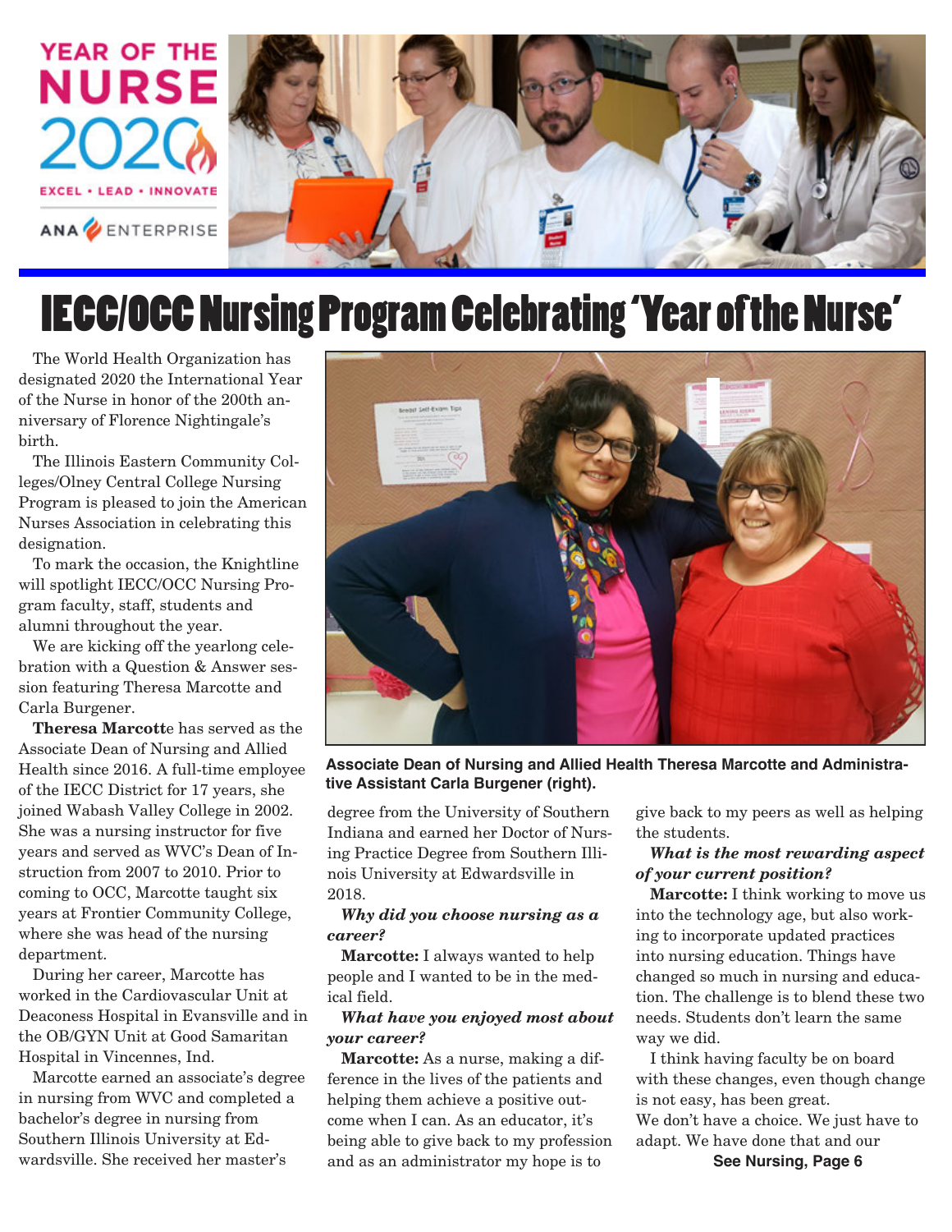YEAR OF THE NURSE 2020

EXCEL • LEAD • INNOVATE

ANA ENTERPRISE

# IECC/OCC Nursing Program Celebrating 'Year of the Nurse'

The World Health Organization has designated 2020 the International Year of the Nurse in honor of the 200th anniversary of Florence Nightingale's birth.

The Illinois Eastern Community Colleges/Olney Central College Nursing Program is pleased to join the American Nurses Association in celebrating this designation.

To mark the occasion, the Knightline will spotlight IECC/OCC Nursing Program faculty, staff, students and alumni throughout the year.

We are kicking off the yearlong celebration with a Question & Answer session featuring Theresa Marcotte and Carla Burgener.

**Theresa Marcott**e has served as the Associate Dean of Nursing and Allied Health since 2016. A full-time employee of the IECC District for 17 years, she joined Wabash Valley College in 2002. She was a nursing instructor for five years and served as WVC's Dean of Instruction from 2007 to 2010. Prior to coming to OCC, Marcotte taught six years at Frontier Community College, where she was head of the nursing department.

During her career, Marcotte has worked in the Cardiovascular Unit at Deaconess Hospital in Evansville and in the OB/GYN Unit at Good Samaritan Hospital in Vincennes, Ind.

Marcotte earned an associate's degree in nursing from WVC and completed a bachelor's degree in nursing from Southern Illinois University at Edwardsville. She received her master's degree from the University of Southern Indiana and earned her Doctor of Nursing Practice Degree from Southern Illinois University at Edwardsville in 2018.

**Associate Dean of Nursing and Allied Health Theresa Marcotte and Administrative Assistant Carla Burgener (right).**

***Why did you choose nursing as a career?***

**Marcotte:** I always wanted to help people and I wanted to be in the medical field.

***What have you enjoyed most about your career?***

**Marcotte:** As a nurse, making a difference in the lives of the patients and helping them achieve a positive outcome when I can. As an educator, it's being able to give back to my profession and as an administrator my hope is to give back to my peers as well as helping the students.

***What is the most rewarding aspect of your current position?***

**Marcotte:** I think working to move us into the technology age, but also working to incorporate updated practices into nursing education. Things have changed so much in nursing and education. The challenge is to blend these two needs. Students don't learn the same way we did.

I think having faculty be on board with these changes, even though change is not easy, has been great.

We don't have a choice. We just have to adapt. We have done that and our

**See Nursing, Page 6**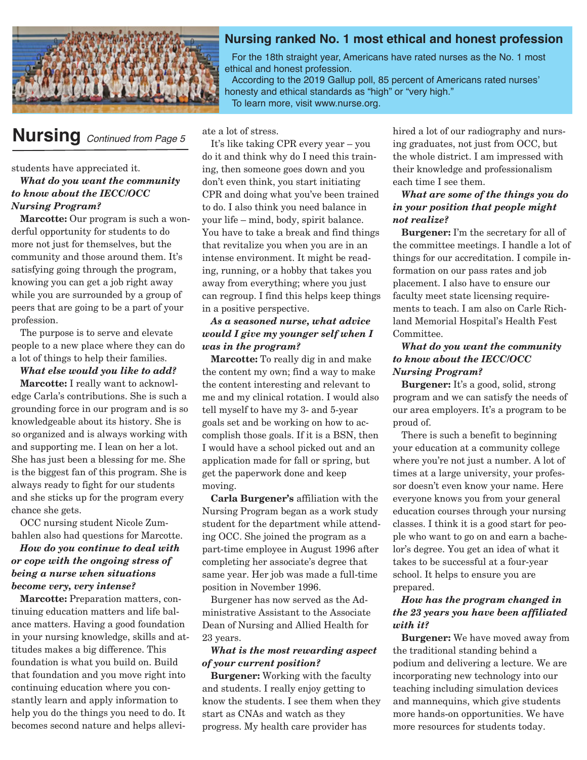## Nursing ranked No. 1 most ethical and honest profession

For the 18th straight year, Americans have rated nurses as the No. 1 most ethical and honest profession.

According to the 2019 Gallup poll, 85 percent of Americans rated nurses' honesty and ethical standards as "high" or "very high."

To learn more, visit www.nurse.org.

# Nursing *Continued from Page 5*

students have appreciated it.

***What do you want the community to know about the IECC/OCC Nursing Program?***

**Marcotte:** Our program is such a wonderful opportunity for students to do more not just for themselves, but the community and those around them. It's satisfying going through the program, knowing you can get a job right away while you are surrounded by a group of peers that are going to be a part of your profession.

The purpose is to serve and elevate people to a new place where they can do a lot of things to help their families.

***What else would you like to add?***

**Marcotte:** I really want to acknowledge Carla's contributions. She is such a grounding force in our program and is so knowledgeable about its history. She is so organized and is always working with and supporting me. I lean on her a lot. She has just been a blessing for me. She is the biggest fan of this program. She is always ready to fight for our students and she sticks up for the program every chance she gets.

OCC nursing student Nicole Zumbahlen also had questions for Marcotte.

***How do you continue to deal with or cope with the ongoing stress of being a nurse when situations become very, very intense?***

**Marcotte:** Preparation matters, continuing education matters and life balance matters. Having a good foundation in your nursing knowledge, skills and attitudes makes a big difference. This foundation is what you build on. Build that foundation and you move right into continuing education where you constantly learn and apply information to help you do the things you need to do. It becomes second nature and helps alleviate a lot of stress.

It's like taking CPR every year – you do it and think why do I need this training, then someone goes down and you don't even think, you start initiating CPR and doing what you've been trained to do. I also think you need balance in your life – mind, body, spirit balance. You have to take a break and find things that revitalize you when you are in an intense environment. It might be reading, running, or a hobby that takes you away from everything; where you just can regroup. I find this helps keep things in a positive perspective.

***As a seasoned nurse, what advice would I give my younger self when I was in the program?***

**Marcotte:** To really dig in and make the content my own; find a way to make the content interesting and relevant to me and my clinical rotation. I would also tell myself to have my 3- and 5-year goals set and be working on how to accomplish those goals. If it is a BSN, then I would have a school picked out and an application made for fall or spring, but get the paperwork done and keep moving.

**Carla Burgener's** affiliation with the Nursing Program began as a work study student for the department while attending OCC. She joined the program as a part-time employee in August 1996 after completing her associate's degree that same year. Her job was made a full-time position in November 1996.

Burgener has now served as the Administrative Assistant to the Associate Dean of Nursing and Allied Health for 23 years.

***What is the most rewarding aspect of your current position?***

**Burgener:** Working with the faculty and students. I really enjoy getting to know the students. I see them when they start as CNAs and watch as they progress. My health care provider has hired a lot of our radiography and nursing graduates, not just from OCC, but the whole district. I am impressed with their knowledge and professionalism each time I see them.

***What are some of the things you do in your position that people might not realize?***

**Burgener:** I'm the secretary for all of the committee meetings. I handle a lot of things for our accreditation. I compile information on our pass rates and job placement. I also have to ensure our faculty meet state licensing requirements to teach. I am also on Carle Richland Memorial Hospital's Health Fest Committee.

***What do you want the community to know about the IECC/OCC Nursing Program?***

**Burgener:** It's a good, solid, strong program and we can satisfy the needs of our area employers. It's a program to be proud of.

There is such a benefit to beginning your education at a community college where you're not just a number. A lot of times at a large university, your professor doesn't even know your name. Here everyone knows you from your general education courses through your nursing classes. I think it is a good start for people who want to go on and earn a bachelor's degree. You get an idea of what it takes to be successful at a four-year school. It helps to ensure you are prepared.

***How has the program changed in the 23 years you have been affiliated with it?***

**Burgener:** We have moved away from the traditional standing behind a podium and delivering a lecture. We are incorporating new technology into our teaching including simulation devices and mannequins, which give students more hands-on opportunities. We have more resources for students today.